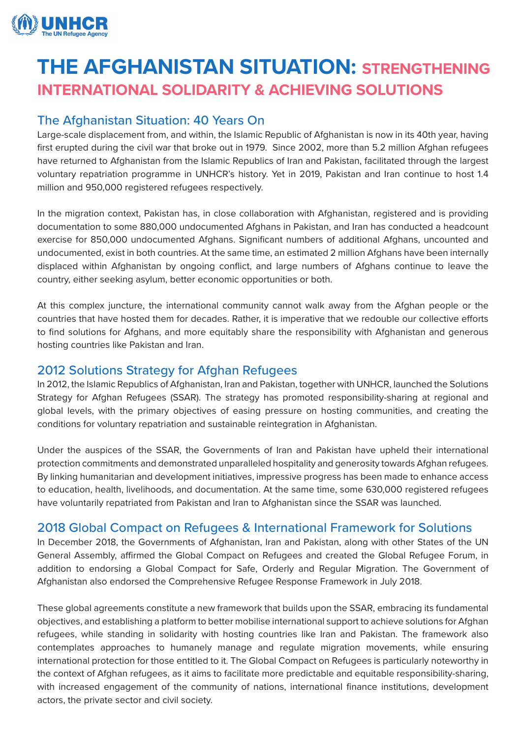# THE AFGHANISTAN SITUATION: STRENGTHENING INTERNATIONAL SOLIDARITY & ACHIEVING SOLUTIONS

## The Afghanistan Situation: 40 Years On

Large-scale displacement from, and within, the Islamic Republic of Afghanistan is now in its 40th year, having first erupted during the civil war that broke out in 1979. Since 2002, more than 5.2 million Afghan refugees have returned to Afghanistan from the Islamic Republics of Iran and Pakistan, facilitated through the largest voluntary repatriation programme in UNHCR's history. Yet in 2019, Pakistan and Iran continue to host 1.4 million and 950,000 registered refugees respectively.

In the migration context, Pakistan has, in close collaboration with Afghanistan, registered and is providing documentation to some 880,000 undocumented Afghans in Pakistan, and Iran has conducted a headcount exercise for 850,000 undocumented Afghans. Significant numbers of additional Afghans, uncounted and undocumented, exist in both countries. At the same time, an estimated 2 million Afghans have been internally displaced within Afghanistan by ongoing conflict, and large numbers of Afghans continue to leave the country, either seeking asylum, better economic opportunities or both.

At this complex juncture, the international community cannot walk away from the Afghan people or the countries that have hosted them for decades. Rather, it is imperative that we redouble our collective efforts to find solutions for Afghans, and more equitably share the responsibility with Afghanistan and generous hosting countries like Pakistan and Iran.

## 2012 Solutions Strategy for Afghan Refugees

In 2012, the Islamic Republics of Afghanistan, Iran and Pakistan, together with UNHCR, launched the Solutions Strategy for Afghan Refugees (SSAR). The strategy has promoted responsibility-sharing at regional and global levels, with the primary objectives of easing pressure on hosting communities, and creating the conditions for voluntary repatriation and sustainable reintegration in Afghanistan.

Under the auspices of the SSAR, the Governments of Iran and Pakistan have upheld their international protection commitments and demonstrated unparalleled hospitality and generosity towards Afghan refugees. By linking humanitarian and development initiatives, impressive progress has been made to enhance access to education, health, livelihoods, and documentation. At the same time, some 630,000 registered refugees have voluntarily repatriated from Pakistan and Iran to Afghanistan since the SSAR was launched.

## 2018 Global Compact on Refugees & International Framework for Solutions

In December 2018, the Governments of Afghanistan, Iran and Pakistan, along with other States of the UN General Assembly, affirmed the Global Compact on Refugees and created the Global Refugee Forum, in addition to endorsing a Global Compact for Safe, Orderly and Regular Migration. The Government of Afghanistan also endorsed the Comprehensive Refugee Response Framework in July 2018.

These global agreements constitute a new framework that builds upon the SSAR, embracing its fundamental objectives, and establishing a platform to better mobilise international support to achieve solutions for Afghan refugees, while standing in solidarity with hosting countries like Iran and Pakistan. The framework also contemplates approaches to humanely manage and regulate migration movements, while ensuring international protection for those entitled to it. The Global Compact on Refugees is particularly noteworthy in the context of Afghan refugees, as it aims to facilitate more predictable and equitable responsibility-sharing, with increased engagement of the community of nations, international finance institutions, development actors, the private sector and civil society.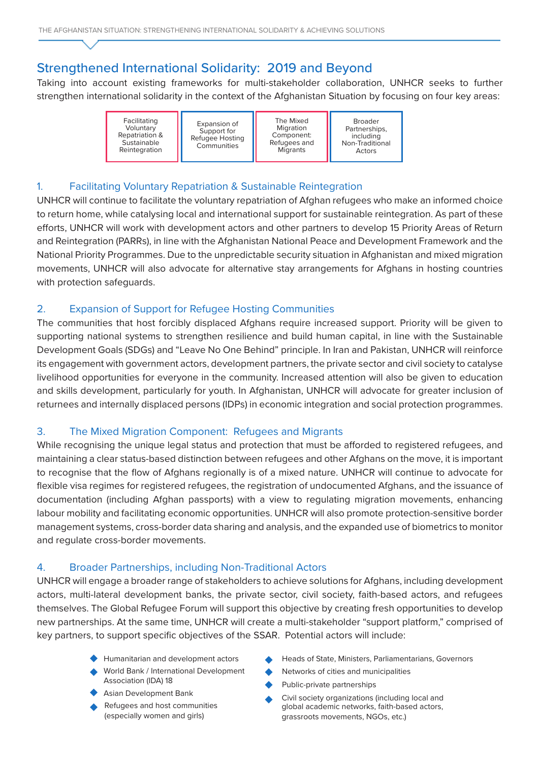## Strengthened International Solidarity: 2019 and Beyond

Taking into account existing frameworks for multi-stakeholder collaboration, UNHCR seeks to further strengthen international solidarity in the context of the Afghanistan Situation by focusing on four key areas:

- Facilitating Voluntary Repatriation & Sustainable Reintegration
- Expansion of Support for Refugee Hosting Communities
- The Mixed Migration Component: Refugees and Migrants
- Broader Partnerships, including Non-Traditional Actors

### 1. Facilitating Voluntary Repatriation & Sustainable Reintegration

UNHCR will continue to facilitate the voluntary repatriation of Afghan refugees who make an informed choice to return home, while catalysing local and international support for sustainable reintegration. As part of these efforts, UNHCR will work with development actors and other partners to develop 15 Priority Areas of Return and Reintegration (PARRs), in line with the Afghanistan National Peace and Development Framework and the National Priority Programmes. Due to the unpredictable security situation in Afghanistan and mixed migration movements, UNHCR will also advocate for alternative stay arrangements for Afghans in hosting countries with protection safeguards.

### 2. Expansion of Support for Refugee Hosting Communities

The communities that host forcibly displaced Afghans require increased support. Priority will be given to supporting national systems to strengthen resilience and build human capital, in line with the Sustainable Development Goals (SDGs) and "Leave No One Behind" principle. In Iran and Pakistan, UNHCR will reinforce its engagement with government actors, development partners, the private sector and civil society to catalyse livelihood opportunities for everyone in the community. Increased attention will also be given to education and skills development, particularly for youth. In Afghanistan, UNHCR will advocate for greater inclusion of returnees and internally displaced persons (IDPs) in economic integration and social protection programmes.

### 3. The Mixed Migration Component: Refugees and Migrants

While recognising the unique legal status and protection that must be afforded to registered refugees, and maintaining a clear status-based distinction between refugees and other Afghans on the move, it is important to recognise that the flow of Afghans regionally is of a mixed nature. UNHCR will continue to advocate for flexible visa regimes for registered refugees, the registration of undocumented Afghans, and the issuance of documentation (including Afghan passports) with a view to regulating migration movements, enhancing labour mobility and facilitating economic opportunities. UNHCR will also promote protection-sensitive border management systems, cross-border data sharing and analysis, and the expanded use of biometrics to monitor and regulate cross-border movements.

### 4. Broader Partnerships, including Non-Traditional Actors

UNHCR will engage a broader range of stakeholders to achieve solutions for Afghans, including development actors, multi-lateral development banks, the private sector, civil society, faith-based actors, and refugees themselves. The Global Refugee Forum will support this objective by creating fresh opportunities to develop new partnerships. At the same time, UNHCR will create a multi-stakeholder "support platform," comprised of key partners, to support specific objectives of the SSAR. Potential actors will include:

- Humanitarian and development actors
- World Bank / International Development Association (IDA) 18
- Asian Development Bank
- Refugees and host communities (especially women and girls)
- Heads of State, Ministers, Parliamentarians, Governors
- Networks of cities and municipalities
- Public-private partnerships
- Civil society organizations (including local and global academic networks, faith-based actors, grassroots movements, NGOs, etc.)